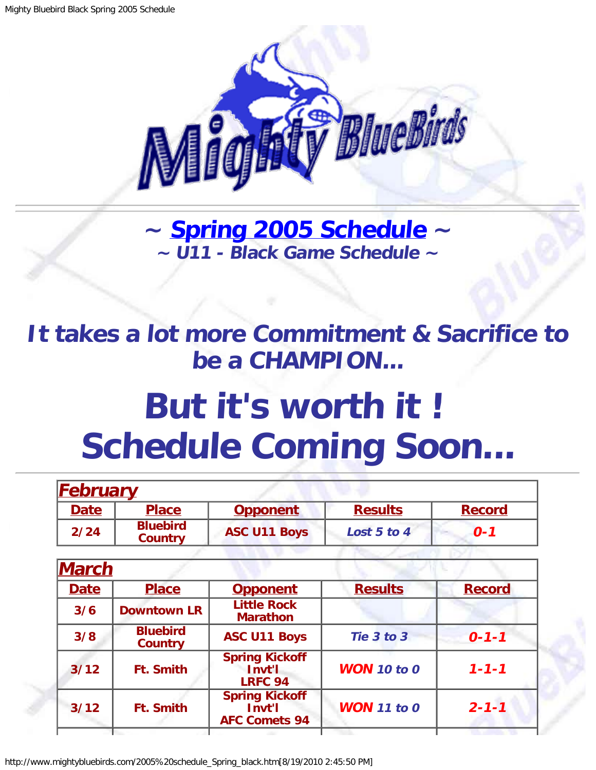# ~ Spring 2005 Schedule ~

## ~ U11 - Black Game Schedule ~

# *It takes a lot more Commitment & Sacrifice to be a CHAMPION...*

# But it's worth it ! Schedule Coming Soon...

| February | | | | |
|---|---|---|---|---|
| **Date** | **Place** | **Opponent** | **Results** | **Record** |
| 2/24 | Bluebird Country | ASC U11 Boys | *Lost 5 to 4* | *0-1* |

| March | | | | |
|---|---|---|---|---|
| **Date** | **Place** | **Opponent** | **Results** | **Record** |
| 3/6 | Downtown LR | Little Rock Marathon | | |
| 3/8 | Bluebird Country | ASC U11 Boys | *Tie 3 to 3* | *0-1-1* |
| 3/12 | Ft. Smith | Spring Kickoff Invt'l LRFC 94 | *WON 10 to 0* | *1-1-1* |
| 3/12 | Ft. Smith | Spring Kickoff Invt'l AFC Comets 94 | *WON 11 to 0* | *2-1-1* |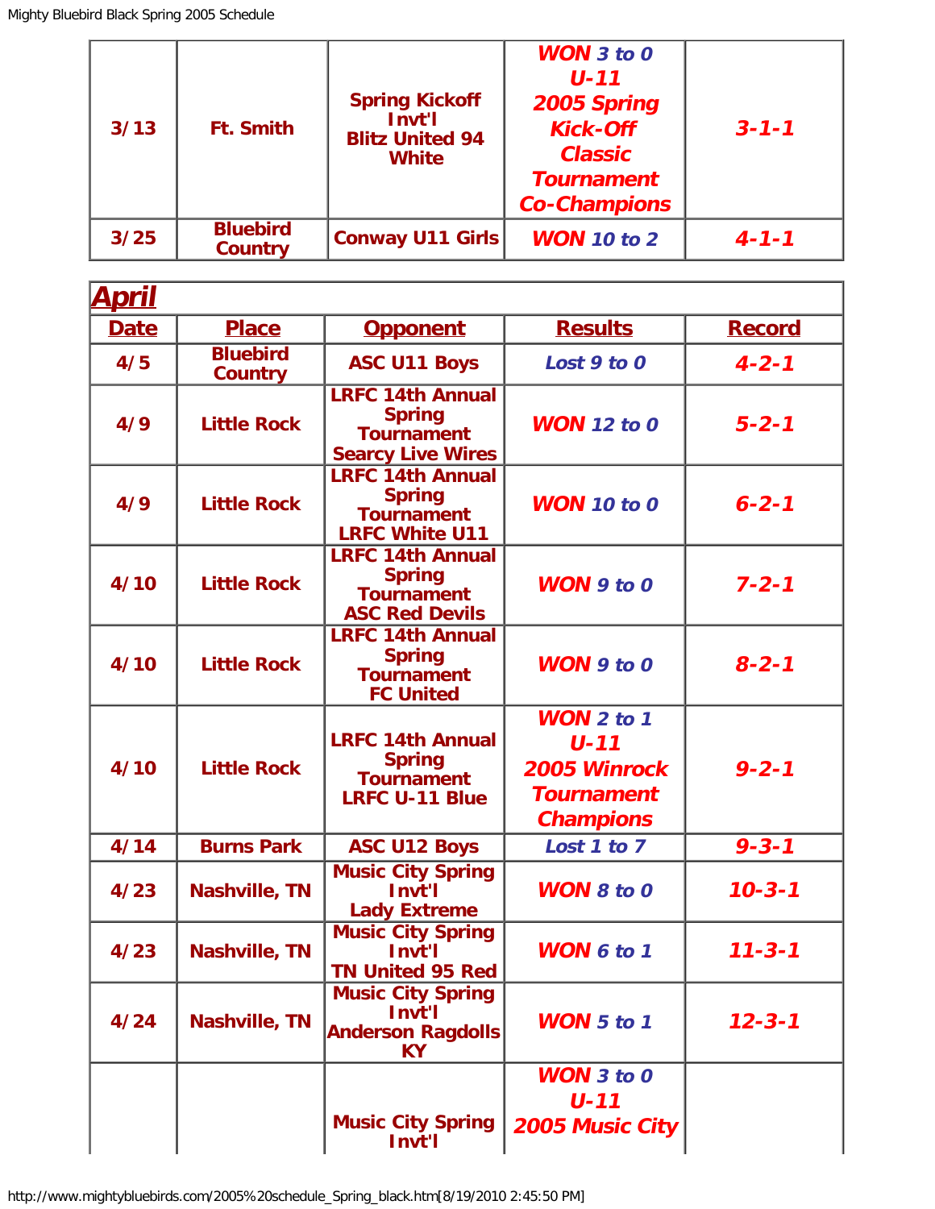| | | | | |
|---|---|---|---|---|
| 3/13 | Ft. Smith | Spring Kickoff Invt'l Blitz United 94 White | ***WON 3 to 0 U-11 2005 Spring Kick-Off Classic Tournament Co-Champions*** | ***3-1-1*** |
| 3/25 | Bluebird Country | Conway U11 Girls | ***WON 10 to 2*** | ***4-1-1*** |

## April

| Date | Place | Opponent | Results | Record |
|---|---|---|---|---|
| 4/5 | Bluebird Country | ASC U11 Boys | ***Lost 9 to 0*** | ***4-2-1*** |
| 4/9 | Little Rock | LRFC 14th Annual Spring Tournament Searcy Live Wires | ***WON 12 to 0*** | ***5-2-1*** |
| 4/9 | Little Rock | LRFC 14th Annual Spring Tournament LRFC White U11 | ***WON 10 to 0*** | ***6-2-1*** |
| 4/10 | Little Rock | LRFC 14th Annual Spring Tournament ASC Red Devils | ***WON 9 to 0*** | ***7-2-1*** |
| 4/10 | Little Rock | LRFC 14th Annual Spring Tournament FC United | ***WON 9 to 0*** | ***8-2-1*** |
| 4/10 | Little Rock | LRFC 14th Annual Spring Tournament LRFC U-11 Blue | ***WON 2 to 1 U-11 2005 Winrock Tournament Champions*** | ***9-2-1*** |
| 4/14 | Burns Park | ASC U12 Boys | ***Lost 1 to 7*** | ***9-3-1*** |
| 4/23 | Nashville, TN | Music City Spring Invt'l Lady Extreme | ***WON 8 to 0*** | ***10-3-1*** |
| 4/23 | Nashville, TN | Music City Spring Invt'l TN United 95 Red | ***WON 6 to 1*** | ***11-3-1*** |
| 4/24 | Nashville, TN | Music City Spring Invt'l Anderson Ragdolls KY | ***WON 5 to 1*** | ***12-3-1*** |
| | | Music City Spring Invt'l | ***WON 3 to 0 U-11 2005 Music City*** | |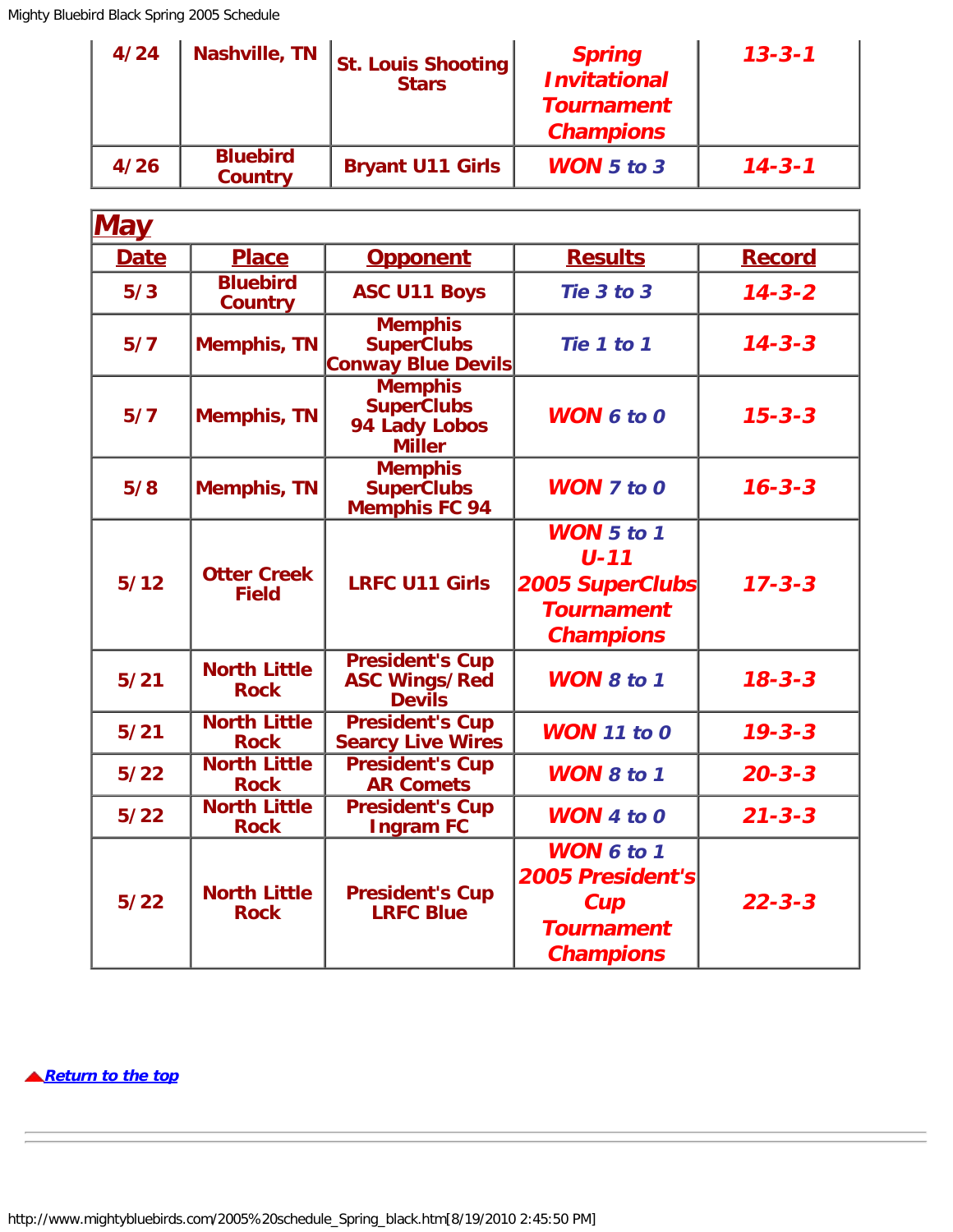| | | | | |
|---|---|---|---|---|
| 4/24 | Nashville, TN | St. Louis Shooting Stars | *Spring Invitational Tournament Champions* | *13-3-1* |
| 4/26 | Bluebird Country | Bryant U11 Girls | *WON 5 to 3* | *14-3-1* |

## May

| Date | Place | Opponent | Results | Record |
|---|---|---|---|---|
| 5/3 | Bluebird Country | ASC U11 Boys | *Tie 3 to 3* | *14-3-2* |
| 5/7 | Memphis, TN | Memphis SuperClubs Conway Blue Devils | *Tie 1 to 1* | *14-3-3* |
| 5/7 | Memphis, TN | Memphis SuperClubs 94 Lady Lobos Miller | *WON 6 to 0* | *15-3-3* |
| 5/8 | Memphis, TN | Memphis SuperClubs Memphis FC 94 | *WON 7 to 0* | *16-3-3* |
| 5/12 | Otter Creek Field | LRFC U11 Girls | *WON 5 to 1 U-11 2005 SuperClubs Tournament Champions* | *17-3-3* |
| 5/21 | North Little Rock | President's Cup ASC Wings/Red Devils | *WON 8 to 1* | *18-3-3* |
| 5/21 | North Little Rock | President's Cup Searcy Live Wires | *WON 11 to 0* | *19-3-3* |
| 5/22 | North Little Rock | President's Cup AR Comets | *WON 8 to 1* | *20-3-3* |
| 5/22 | North Little Rock | President's Cup Ingram FC | *WON 4 to 0* | *21-3-3* |
| 5/22 | North Little Rock | President's Cup LRFC Blue | *WON 6 to 1 2005 President's Cup Tournament Champions* | *22-3-3* |

[Return to the top](#)